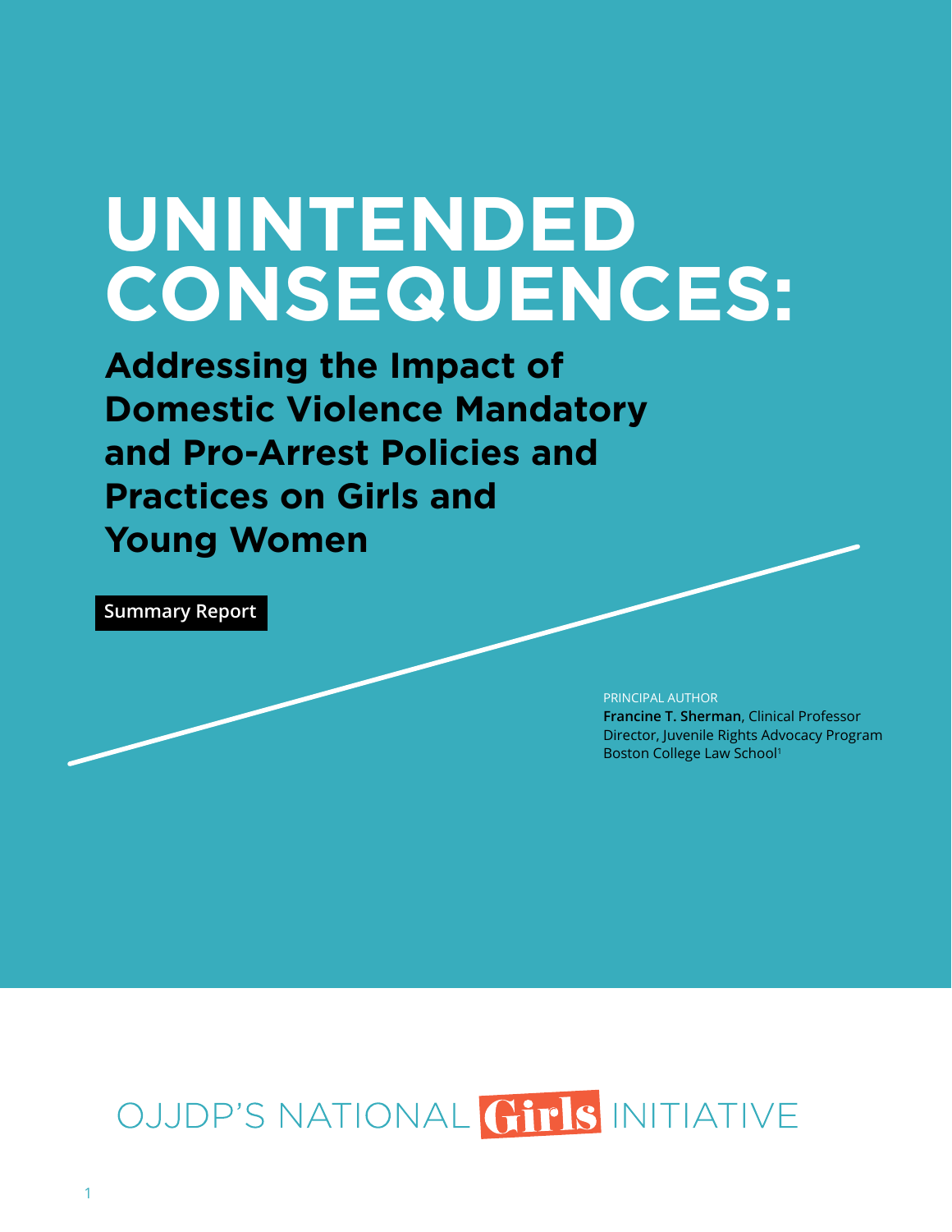# UNINTENDED CONSEQUENCES:

## Addressing the Impact of Domestic Violence Mandatory and Pro-Arrest Policies and Practices on Girls and Young Women

**Summary Report**

PRINCIPAL AUTHOR
**Francine T. Sherman**, Clinical Professor
Director, Juvenile Rights Advocacy Program
Boston College Law School[1]

OJJDP'S NATIONAL **Girls** INITIATIVE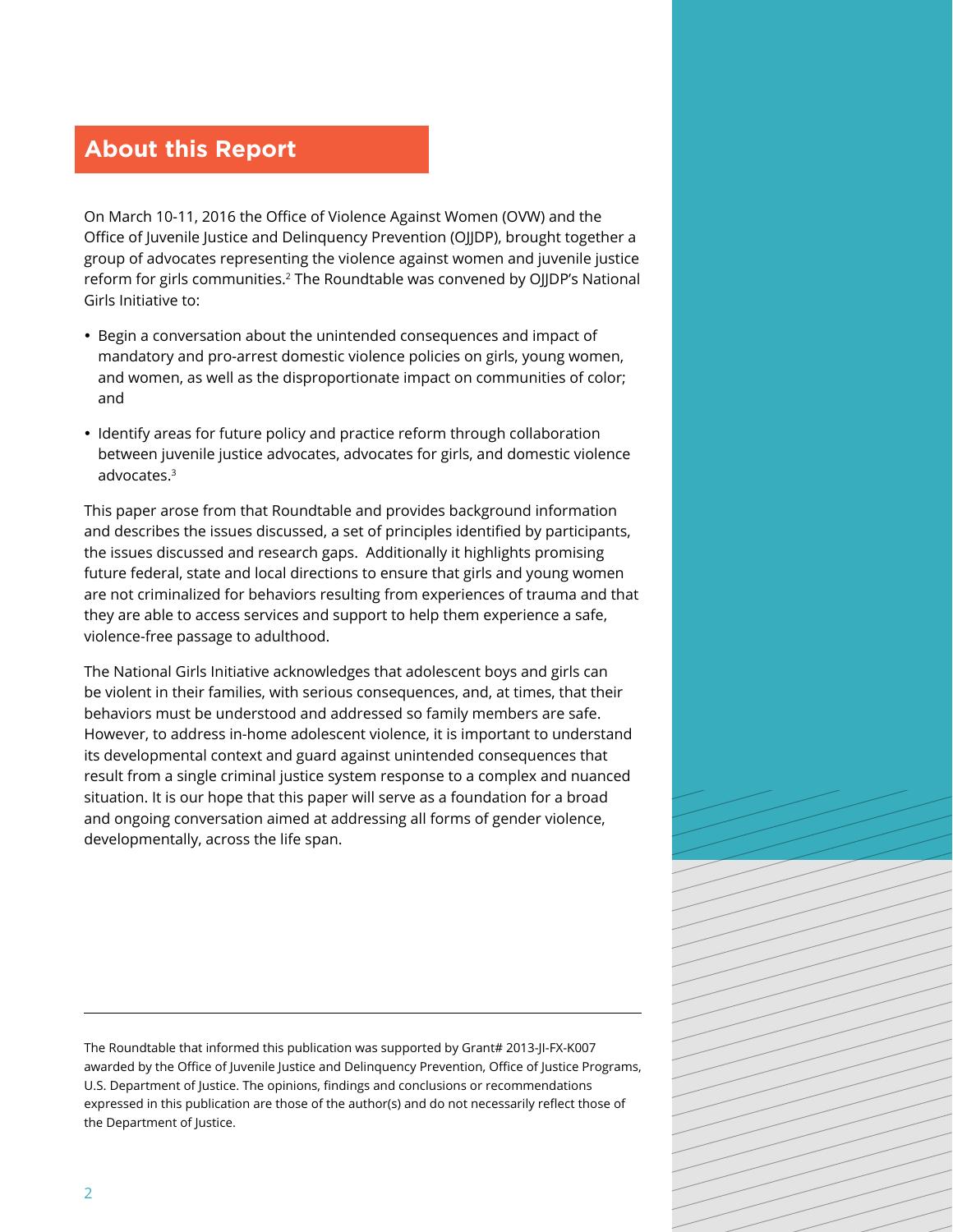## About this Report

On March 10-11, 2016 the Office of Violence Against Women (OVW) and the Office of Juvenile Justice and Delinquency Prevention (OJJDP), brought together a group of advocates representing the violence against women and juvenile justice reform for girls communities.[2] The Roundtable was convened by OJJDP's National Girls Initiative to:

- Begin a conversation about the unintended consequences and impact of mandatory and pro-arrest domestic violence policies on girls, young women, and women, as well as the disproportionate impact on communities of color; and
- Identify areas for future policy and practice reform through collaboration between juvenile justice advocates, advocates for girls, and domestic violence advocates.[3]

This paper arose from that Roundtable and provides background information and describes the issues discussed, a set of principles identified by participants, the issues discussed and research gaps. Additionally it highlights promising future federal, state and local directions to ensure that girls and young women are not criminalized for behaviors resulting from experiences of trauma and that they are able to access services and support to help them experience a safe, violence-free passage to adulthood.

The National Girls Initiative acknowledges that adolescent boys and girls can be violent in their families, with serious consequences, and, at times, that their behaviors must be understood and addressed so family members are safe. However, to address in-home adolescent violence, it is important to understand its developmental context and guard against unintended consequences that result from a single criminal justice system response to a complex and nuanced situation. It is our hope that this paper will serve as a foundation for a broad and ongoing conversation aimed at addressing all forms of gender violence, developmentally, across the life span.

---

The Roundtable that informed this publication was supported by Grant# 2013-JI-FX-K007 awarded by the Office of Juvenile Justice and Delinquency Prevention, Office of Justice Programs, U.S. Department of Justice. The opinions, findings and conclusions or recommendations expressed in this publication are those of the author(s) and do not necessarily reflect those of the Department of Justice.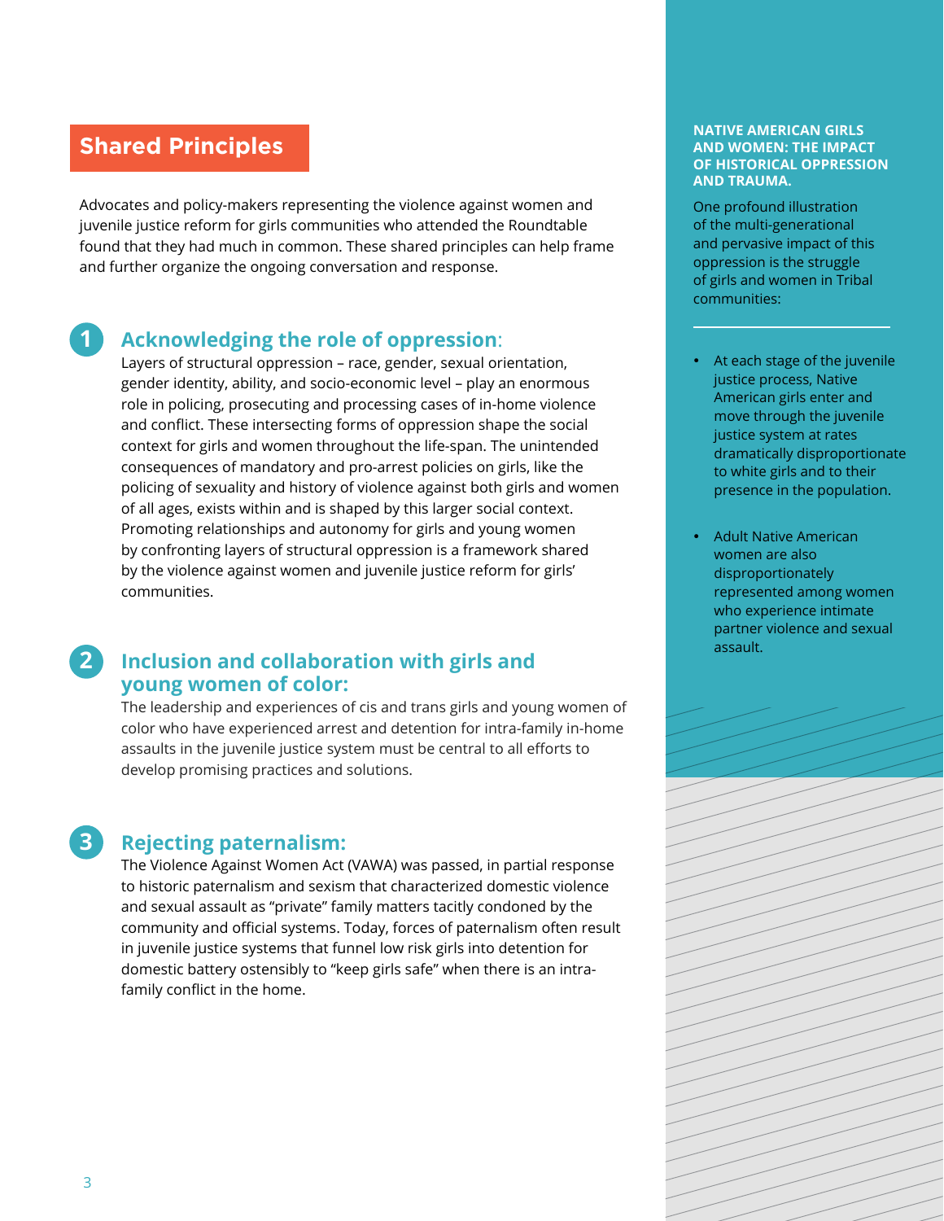## Shared Principles

Advocates and policy-makers representing the violence against women and juvenile justice reform for girls communities who attended the Roundtable found that they had much in common. These shared principles can help frame and further organize the ongoing conversation and response.

### 1 Acknowledging the role of oppression:

Layers of structural oppression – race, gender, sexual orientation, gender identity, ability, and socio-economic level – play an enormous role in policing, prosecuting and processing cases of in-home violence and conflict. These intersecting forms of oppression shape the social context for girls and women throughout the life-span. The unintended consequences of mandatory and pro-arrest policies on girls, like the policing of sexuality and history of violence against both girls and women of all ages, exists within and is shaped by this larger social context. Promoting relationships and autonomy for girls and young women by confronting layers of structural oppression is a framework shared by the violence against women and juvenile justice reform for girls' communities.

### 2 Inclusion and collaboration with girls and young women of color:

The leadership and experiences of cis and trans girls and young women of color who have experienced arrest and detention for intra-family in-home assaults in the juvenile justice system must be central to all efforts to develop promising practices and solutions.

### 3 Rejecting paternalism:

The Violence Against Women Act (VAWA) was passed, in partial response to historic paternalism and sexism that characterized domestic violence and sexual assault as "private" family matters tacitly condoned by the community and official systems. Today, forces of paternalism often result in juvenile justice systems that funnel low risk girls into detention for domestic battery ostensibly to "keep girls safe" when there is an intra-family conflict in the home.

**NATIVE AMERICAN GIRLS AND WOMEN: THE IMPACT OF HISTORICAL OPPRESSION AND TRAUMA.**

One profound illustration of the multi-generational and pervasive impact of this oppression is the struggle of girls and women in Tribal communities:

- At each stage of the juvenile justice process, Native American girls enter and move through the juvenile justice system at rates dramatically disproportionate to white girls and to their presence in the population.
- Adult Native American women are also disproportionately represented among women who experience intimate partner violence and sexual assault.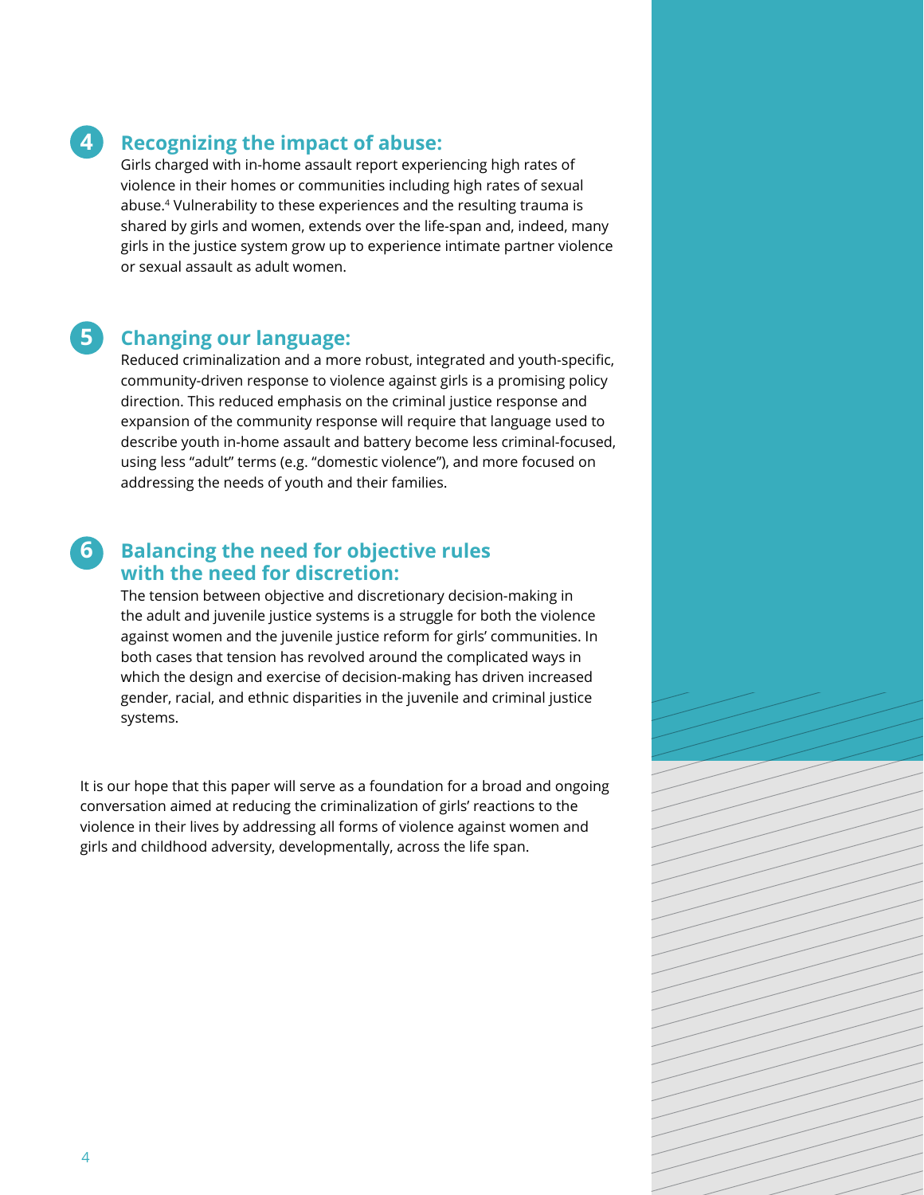### 4 Recognizing the impact of abuse:

Girls charged with in-home assault report experiencing high rates of violence in their homes or communities including high rates of sexual abuse.[4] Vulnerability to these experiences and the resulting trauma is shared by girls and women, extends over the life-span and, indeed, many girls in the justice system grow up to experience intimate partner violence or sexual assault as adult women.

### 5 Changing our language:

Reduced criminalization and a more robust, integrated and youth-specific, community-driven response to violence against girls is a promising policy direction. This reduced emphasis on the criminal justice response and expansion of the community response will require that language used to describe youth in-home assault and battery become less criminal-focused, using less "adult" terms (e.g. "domestic violence"), and more focused on addressing the needs of youth and their families.

### 6 Balancing the need for objective rules with the need for discretion:

The tension between objective and discretionary decision-making in the adult and juvenile justice systems is a struggle for both the violence against women and the juvenile justice reform for girls' communities. In both cases that tension has revolved around the complicated ways in which the design and exercise of decision-making has driven increased gender, racial, and ethnic disparities in the juvenile and criminal justice systems.

It is our hope that this paper will serve as a foundation for a broad and ongoing conversation aimed at reducing the criminalization of girls' reactions to the violence in their lives by addressing all forms of violence against women and girls and childhood adversity, developmentally, across the life span.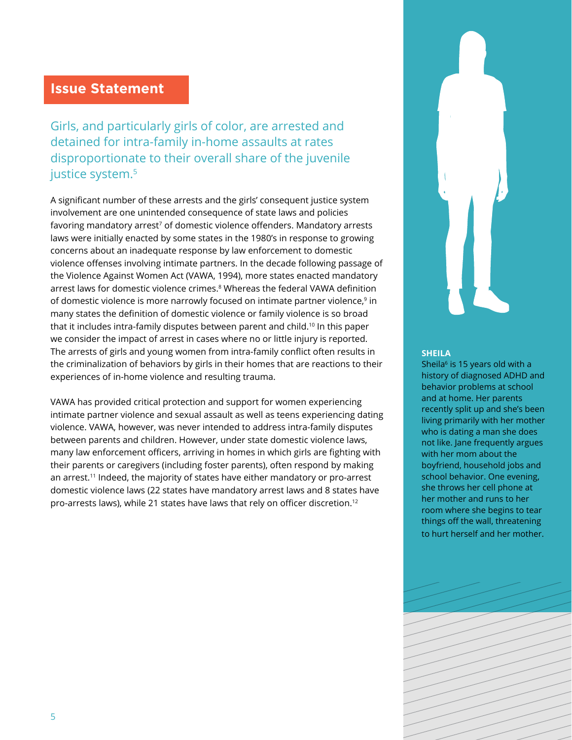## Issue Statement

Girls, and particularly girls of color, are arrested and detained for intra-family in-home assaults at rates disproportionate to their overall share of the juvenile justice system.[5]

A significant number of these arrests and the girls' consequent justice system involvement are one unintended consequence of state laws and policies favoring mandatory arrest[7] of domestic violence offenders. Mandatory arrests laws were initially enacted by some states in the 1980's in response to growing concerns about an inadequate response by law enforcement to domestic violence offenses involving intimate partners. In the decade following passage of the Violence Against Women Act (VAWA, 1994), more states enacted mandatory arrest laws for domestic violence crimes.[8] Whereas the federal VAWA definition of domestic violence is more narrowly focused on intimate partner violence,[9] in many states the definition of domestic violence or family violence is so broad that it includes intra-family disputes between parent and child.[10] In this paper we consider the impact of arrest in cases where no or little injury is reported. The arrests of girls and young women from intra-family conflict often results in the criminalization of behaviors by girls in their homes that are reactions to their experiences of in-home violence and resulting trauma.

VAWA has provided critical protection and support for women experiencing intimate partner violence and sexual assault as well as teens experiencing dating violence. VAWA, however, was never intended to address intra-family disputes between parents and children. However, under state domestic violence laws, many law enforcement officers, arriving in homes in which girls are fighting with their parents or caregivers (including foster parents), often respond by making an arrest.[11] Indeed, the majority of states have either mandatory or pro-arrest domestic violence laws (22 states have mandatory arrest laws and 8 states have pro-arrests laws), while 21 states have laws that rely on officer discretion.[12]

**SHEILA**

Sheila[6] is 15 years old with a history of diagnosed ADHD and behavior problems at school and at home. Her parents recently split up and she's been living primarily with her mother who is dating a man she does not like. Jane frequently argues with her mom about the boyfriend, household jobs and school behavior. One evening, she throws her cell phone at her mother and runs to her room where she begins to tear things off the wall, threatening to hurt herself and her mother.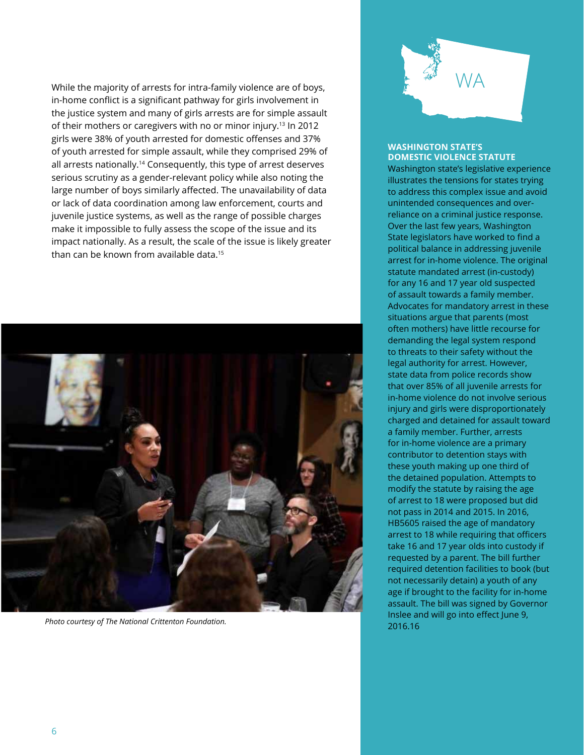While the majority of arrests for intra-family violence are of boys, in-home conflict is a significant pathway for girls involvement in the justice system and many of girls arrests are for simple assault of their mothers or caregivers with no or minor injury.[13] In 2012 girls were 38% of youth arrested for domestic offenses and 37% of youth arrested for simple assault, while they comprised 29% of all arrests nationally.[14] Consequently, this type of arrest deserves serious scrutiny as a gender-relevant policy while also noting the large number of boys similarly affected. The unavailability of data or lack of data coordination among law enforcement, courts and juvenile justice systems, as well as the range of possible charges make it impossible to fully assess the scope of the issue and its impact nationally. As a result, the scale of the issue is likely greater than can be known from available data.[15]

*Photo courtesy of The National Crittenton Foundation.*

WA

**WASHINGTON STATE'S DOMESTIC VIOLENCE STATUTE**

Washington state's legislative experience illustrates the tensions for states trying to address this complex issue and avoid unintended consequences and over-reliance on a criminal justice response. Over the last few years, Washington State legislators have worked to find a political balance in addressing juvenile arrest for in-home violence. The original statute mandated arrest (in-custody) for any 16 and 17 year old suspected of assault towards a family member. Advocates for mandatory arrest in these situations argue that parents (most often mothers) have little recourse for demanding the legal system respond to threats to their safety without the legal authority for arrest. However, state data from police records show that over 85% of all juvenile arrests for in-home violence do not involve serious injury and girls were disproportionately charged and detained for assault toward a family member. Further, arrests for in-home violence are a primary contributor to detention stays with these youth making up one third of the detained population. Attempts to modify the statute by raising the age of arrest to 18 were proposed but did not pass in 2014 and 2015. In 2016, HB5605 raised the age of mandatory arrest to 18 while requiring that officers take 16 and 17 year olds into custody if requested by a parent. The bill further required detention facilities to book (but not necessarily detain) a youth of any age if brought to the facility for in-home assault. The bill was signed by Governor Inslee and will go into effect June 9, 2016.[16]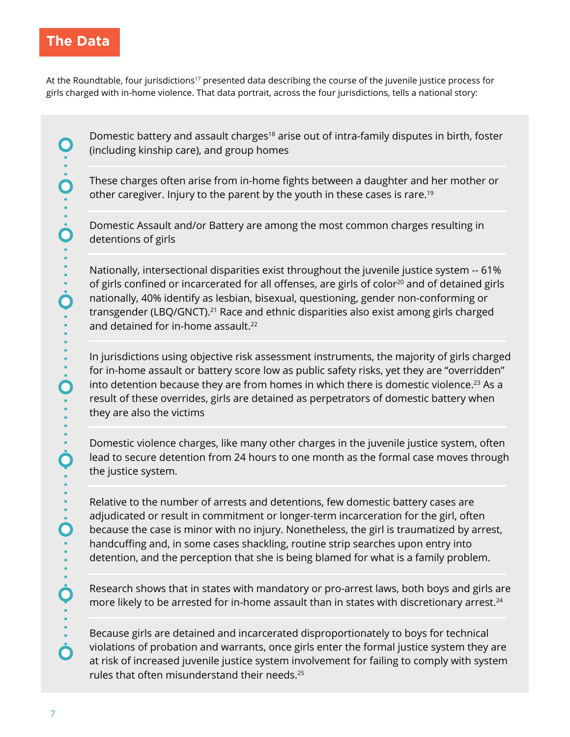## The Data

At the Roundtable, four jurisdictions[17] presented data describing the course of the juvenile justice process for girls charged with in-home violence. That data portrait, across the four jurisdictions, tells a national story:

- Domestic battery and assault charges[18] arise out of intra-family disputes in birth, foster (including kinship care), and group homes

- These charges often arise from in-home fights between a daughter and her mother or other caregiver. Injury to the parent by the youth in these cases is rare.[19]

- Domestic Assault and/or Battery are among the most common charges resulting in detentions of girls

- Nationally, intersectional disparities exist throughout the juvenile justice system -- 61% of girls confined or incarcerated for all offenses, are girls of color[20] and of detained girls nationally, 40% identify as lesbian, bisexual, questioning, gender non-conforming or transgender (LBQ/GNCT).[21] Race and ethnic disparities also exist among girls charged and detained for in-home assault.[22]

- In jurisdictions using objective risk assessment instruments, the majority of girls charged for in-home assault or battery score low as public safety risks, yet they are "overridden" into detention because they are from homes in which there is domestic violence.[23] As a result of these overrides, girls are detained as perpetrators of domestic battery when they are also the victims

- Domestic violence charges, like many other charges in the juvenile justice system, often lead to secure detention from 24 hours to one month as the formal case moves through the justice system.

- Relative to the number of arrests and detentions, few domestic battery cases are adjudicated or result in commitment or longer-term incarceration for the girl, often because the case is minor with no injury. Nonetheless, the girl is traumatized by arrest, handcuffing and, in some cases shackling, routine strip searches upon entry into detention, and the perception that she is being blamed for what is a family problem.

- Research shows that in states with mandatory or pro-arrest laws, both boys and girls are more likely to be arrested for in-home assault than in states with discretionary arrest.[24]

- Because girls are detained and incarcerated disproportionately to boys for technical violations of probation and warrants, once girls enter the formal justice system they are at risk of increased juvenile justice system involvement for failing to comply with system rules that often misunderstand their needs.[25]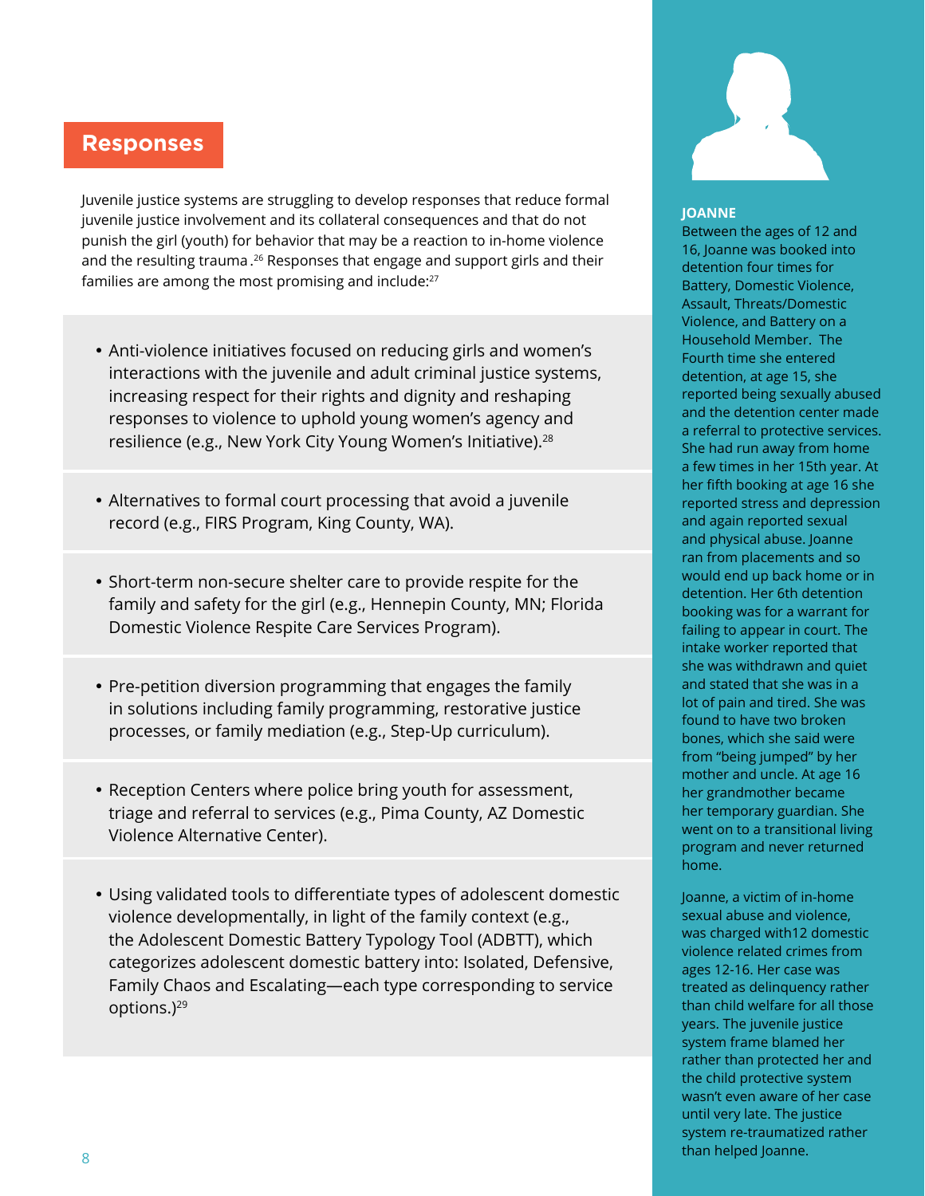## Responses

Juvenile justice systems are struggling to develop responses that reduce formal juvenile justice involvement and its collateral consequences and that do not punish the girl (youth) for behavior that may be a reaction to in-home violence and the resulting trauma .[26] Responses that engage and support girls and their families are among the most promising and include:[27]

- Anti-violence initiatives focused on reducing girls and women's interactions with the juvenile and adult criminal justice systems, increasing respect for their rights and dignity and reshaping responses to violence to uphold young women's agency and resilience (e.g., New York City Young Women's Initiative).[28]
- Alternatives to formal court processing that avoid a juvenile record (e.g., FIRS Program, King County, WA).
- Short-term non-secure shelter care to provide respite for the family and safety for the girl (e.g., Hennepin County, MN; Florida Domestic Violence Respite Care Services Program).
- Pre-petition diversion programming that engages the family in solutions including family programming, restorative justice processes, or family mediation (e.g., Step-Up curriculum).
- Reception Centers where police bring youth for assessment, triage and referral to services (e.g., Pima County, AZ Domestic Violence Alternative Center).
- Using validated tools to differentiate types of adolescent domestic violence developmentally, in light of the family context (e.g., the Adolescent Domestic Battery Typology Tool (ADBTT), which categorizes adolescent domestic battery into: Isolated, Defensive, Family Chaos and Escalating—each type corresponding to service options.)[29]

**JOANNE**

Between the ages of 12 and 16, Joanne was booked into detention four times for Battery, Domestic Violence, Assault, Threats/Domestic Violence, and Battery on a Household Member. The Fourth time she entered detention, at age 15, she reported being sexually abused and the detention center made a referral to protective services. She had run away from home a few times in her 15th year. At her fifth booking at age 16 she reported stress and depression and again reported sexual and physical abuse. Joanne ran from placements and so would end up back home or in detention. Her 6th detention booking was for a warrant for failing to appear in court. The intake worker reported that she was withdrawn and quiet and stated that she was in a lot of pain and tired. She was found to have two broken bones, which she said were from "being jumped" by her mother and uncle. At age 16 her grandmother became her temporary guardian. She went on to a transitional living program and never returned home.

Joanne, a victim of in-home sexual abuse and violence, was charged with12 domestic violence related crimes from ages 12-16. Her case was treated as delinquency rather than child welfare for all those years. The juvenile justice system frame blamed her rather than protected her and the child protective system wasn't even aware of her case until very late. The justice system re-traumatized rather than helped Joanne.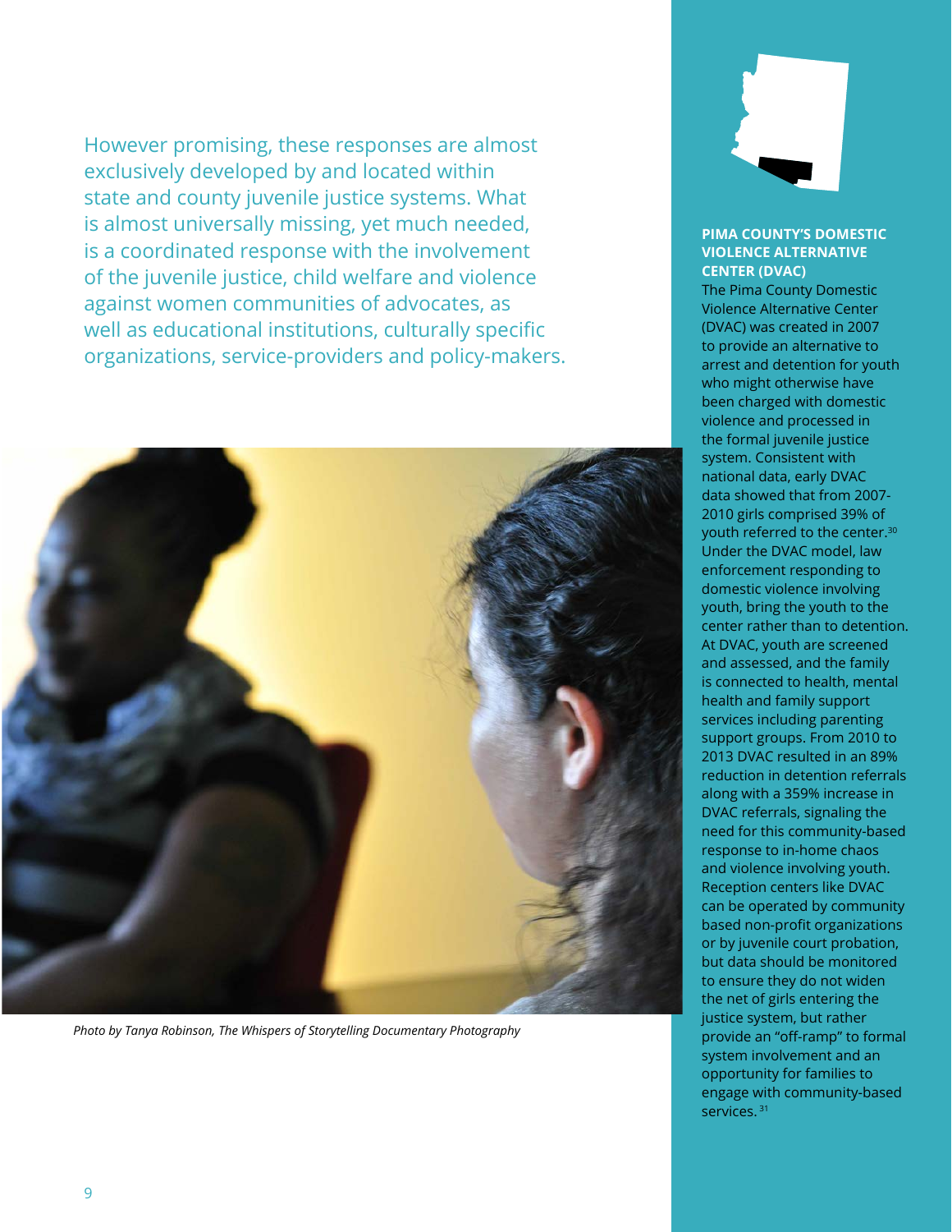However promising, these responses are almost exclusively developed by and located within state and county juvenile justice systems. What is almost universally missing, yet much needed, is a coordinated response with the involvement of the juvenile justice, child welfare and violence against women communities of advocates, as well as educational institutions, culturally specific organizations, service-providers and policy-makers.

*Photo by Tanya Robinson, The Whispers of Storytelling Documentary Photography*

### PIMA COUNTY'S DOMESTIC VIOLENCE ALTERNATIVE CENTER (DVAC)

The Pima County Domestic Violence Alternative Center (DVAC) was created in 2007 to provide an alternative to arrest and detention for youth who might otherwise have been charged with domestic violence and processed in the formal juvenile justice system. Consistent with national data, early DVAC data showed that from 2007-2010 girls comprised 39% of youth referred to the center.[30] Under the DVAC model, law enforcement responding to domestic violence involving youth, bring the youth to the center rather than to detention. At DVAC, youth are screened and assessed, and the family is connected to health, mental health and family support services including parenting support groups. From 2010 to 2013 DVAC resulted in an 89% reduction in detention referrals along with a 359% increase in DVAC referrals, signaling the need for this community-based response to in-home chaos and violence involving youth. Reception centers like DVAC can be operated by community based non-profit organizations or by juvenile court probation, but data should be monitored to ensure they do not widen the net of girls entering the justice system, but rather provide an "off-ramp" to formal system involvement and an opportunity for families to engage with community-based services.[31]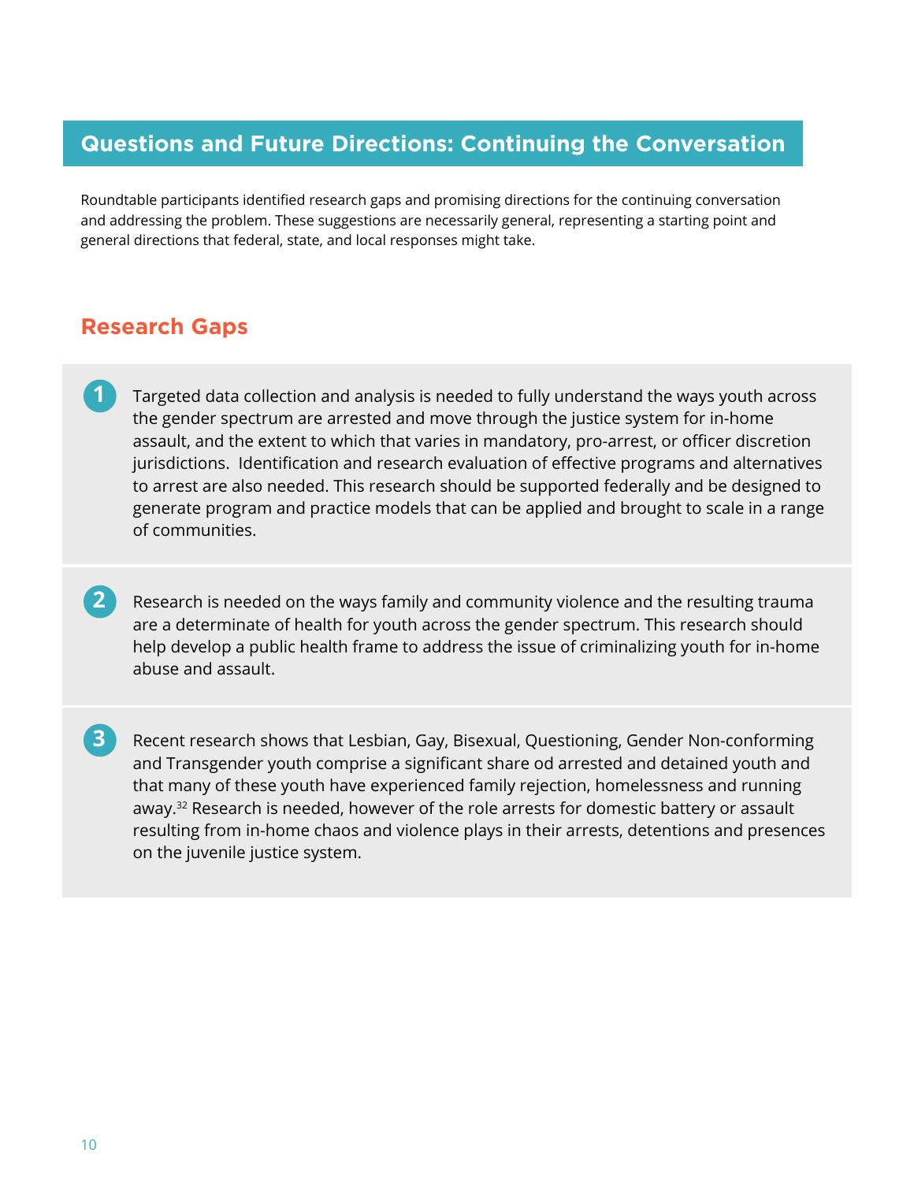## Questions and Future Directions: Continuing the Conversation

Roundtable participants identified research gaps and promising directions for the continuing conversation and addressing the problem. These suggestions are necessarily general, representing a starting point and general directions that federal, state, and local responses might take.

### Research Gaps

1. Targeted data collection and analysis is needed to fully understand the ways youth across the gender spectrum are arrested and move through the justice system for in-home assault, and the extent to which that varies in mandatory, pro-arrest, or officer discretion jurisdictions. Identification and research evaluation of effective programs and alternatives to arrest are also needed. This research should be supported federally and be designed to generate program and practice models that can be applied and brought to scale in a range of communities.

2. Research is needed on the ways family and community violence and the resulting trauma are a determinate of health for youth across the gender spectrum. This research should help develop a public health frame to address the issue of criminalizing youth for in-home abuse and assault.

3. Recent research shows that Lesbian, Gay, Bisexual, Questioning, Gender Non-conforming and Transgender youth comprise a significant share od arrested and detained youth and that many of these youth have experienced family rejection, homelessness and running away.[32] Research is needed, however of the role arrests for domestic battery or assault resulting from in-home chaos and violence plays in their arrests, detentions and presences on the juvenile justice system.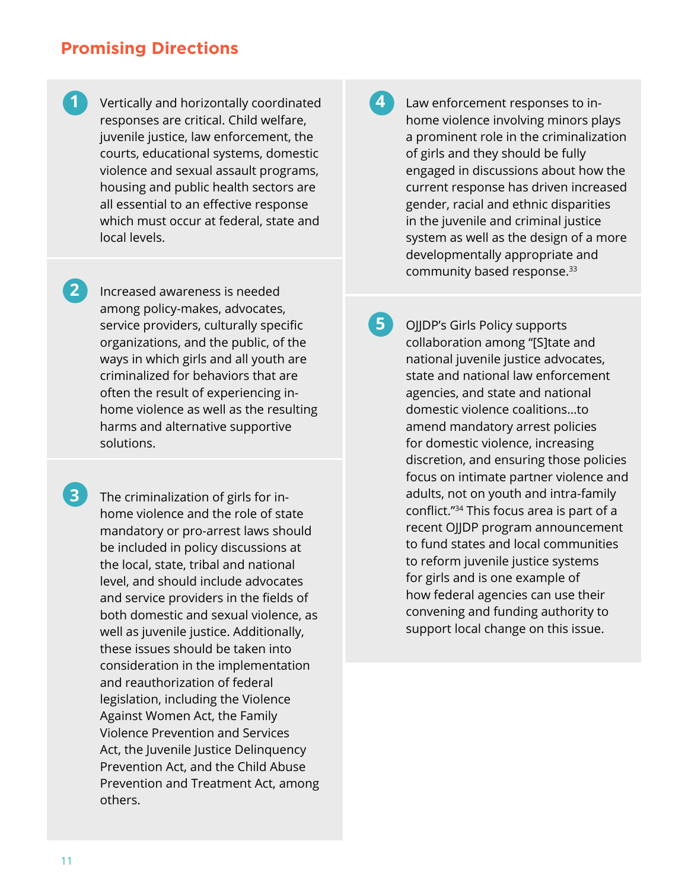## Promising Directions

1. Vertically and horizontally coordinated responses are critical. Child welfare, juvenile justice, law enforcement, the courts, educational systems, domestic violence and sexual assault programs, housing and public health sectors are all essential to an effective response which must occur at federal, state and local levels.

2. Increased awareness is needed among policy-makes, advocates, service providers, culturally specific organizations, and the public, of the ways in which girls and all youth are criminalized for behaviors that are often the result of experiencing in-home violence as well as the resulting harms and alternative supportive solutions.

3. The criminalization of girls for in-home violence and the role of state mandatory or pro-arrest laws should be included in policy discussions at the local, state, tribal and national level, and should include advocates and service providers in the fields of both domestic and sexual violence, as well as juvenile justice. Additionally, these issues should be taken into consideration in the implementation and reauthorization of federal legislation, including the Violence Against Women Act, the Family Violence Prevention and Services Act, the Juvenile Justice Delinquency Prevention Act, and the Child Abuse Prevention and Treatment Act, among others.

4. Law enforcement responses to in-home violence involving minors plays a prominent role in the criminalization of girls and they should be fully engaged in discussions about how the current response has driven increased gender, racial and ethnic disparities in the juvenile and criminal justice system as well as the design of a more developmentally appropriate and community based response.[33]

5. OJJDP's Girls Policy supports collaboration among "[S]tate and national juvenile justice advocates, state and national law enforcement agencies, and state and national domestic violence coalitions...to amend mandatory arrest policies for domestic violence, increasing discretion, and ensuring those policies focus on intimate partner violence and adults, not on youth and intra-family conflict."[34] This focus area is part of a recent OJJDP program announcement to fund states and local communities to reform juvenile justice systems for girls and is one example of how federal agencies can use their convening and funding authority to support local change on this issue.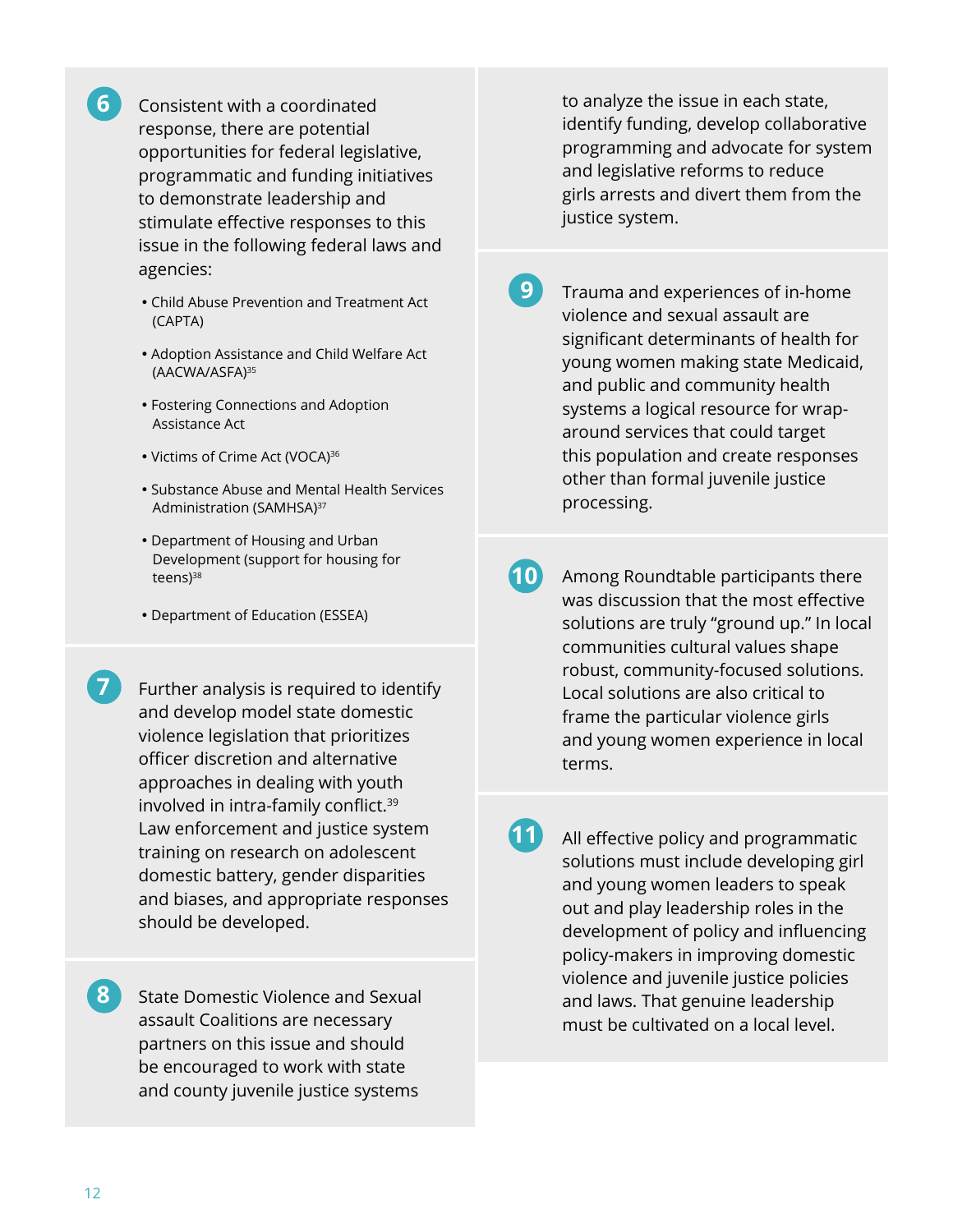6. Consistent with a coordinated response, there are potential opportunities for federal legislative, programmatic and funding initiatives to demonstrate leadership and stimulate effective responses to this issue in the following federal laws and agencies:

   - Child Abuse Prevention and Treatment Act (CAPTA)
   - Adoption Assistance and Child Welfare Act (AACWA/ASFA)[35]
   - Fostering Connections and Adoption Assistance Act
   - Victims of Crime Act (VOCA)[36]
   - Substance Abuse and Mental Health Services Administration (SAMHSA)[37]
   - Department of Housing and Urban Development (support for housing for teens)[38]
   - Department of Education (ESSEA)

7. Further analysis is required to identify and develop model state domestic violence legislation that prioritizes officer discretion and alternative approaches in dealing with youth involved in intra-family conflict.[39] Law enforcement and justice system training on research on adolescent domestic battery, gender disparities and biases, and appropriate responses should be developed.

8. State Domestic Violence and Sexual assault Coalitions are necessary partners on this issue and should be encouraged to work with state and county juvenile justice systems to analyze the issue in each state, identify funding, develop collaborative programming and advocate for system and legislative reforms to reduce girls arrests and divert them from the justice system.

9. Trauma and experiences of in-home violence and sexual assault are significant determinants of health for young women making state Medicaid, and public and community health systems a logical resource for wrap-around services that could target this population and create responses other than formal juvenile justice processing.

10. Among Roundtable participants there was discussion that the most effective solutions are truly "ground up." In local communities cultural values shape robust, community-focused solutions. Local solutions are also critical to frame the particular violence girls and young women experience in local terms.

11. All effective policy and programmatic solutions must include developing girl and young women leaders to speak out and play leadership roles in the development of policy and influencing policy-makers in improving domestic violence and juvenile justice policies and laws. That genuine leadership must be cultivated on a local level.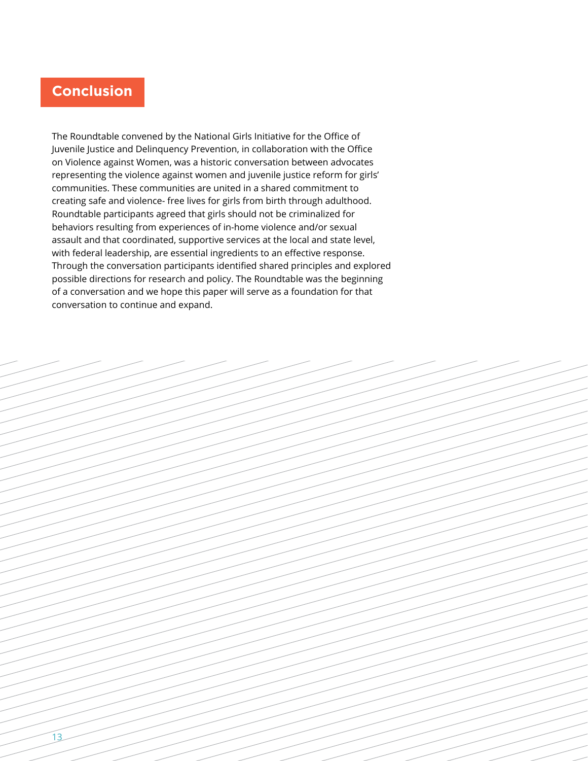## Conclusion

The Roundtable convened by the National Girls Initiative for the Office of Juvenile Justice and Delinquency Prevention, in collaboration with the Office on Violence against Women, was a historic conversation between advocates representing the violence against women and juvenile justice reform for girls' communities. These communities are united in a shared commitment to creating safe and violence- free lives for girls from birth through adulthood. Roundtable participants agreed that girls should not be criminalized for behaviors resulting from experiences of in-home violence and/or sexual assault and that coordinated, supportive services at the local and state level, with federal leadership, are essential ingredients to an effective response. Through the conversation participants identified shared principles and explored possible directions for research and policy. The Roundtable was the beginning of a conversation and we hope this paper will serve as a foundation for that conversation to continue and expand.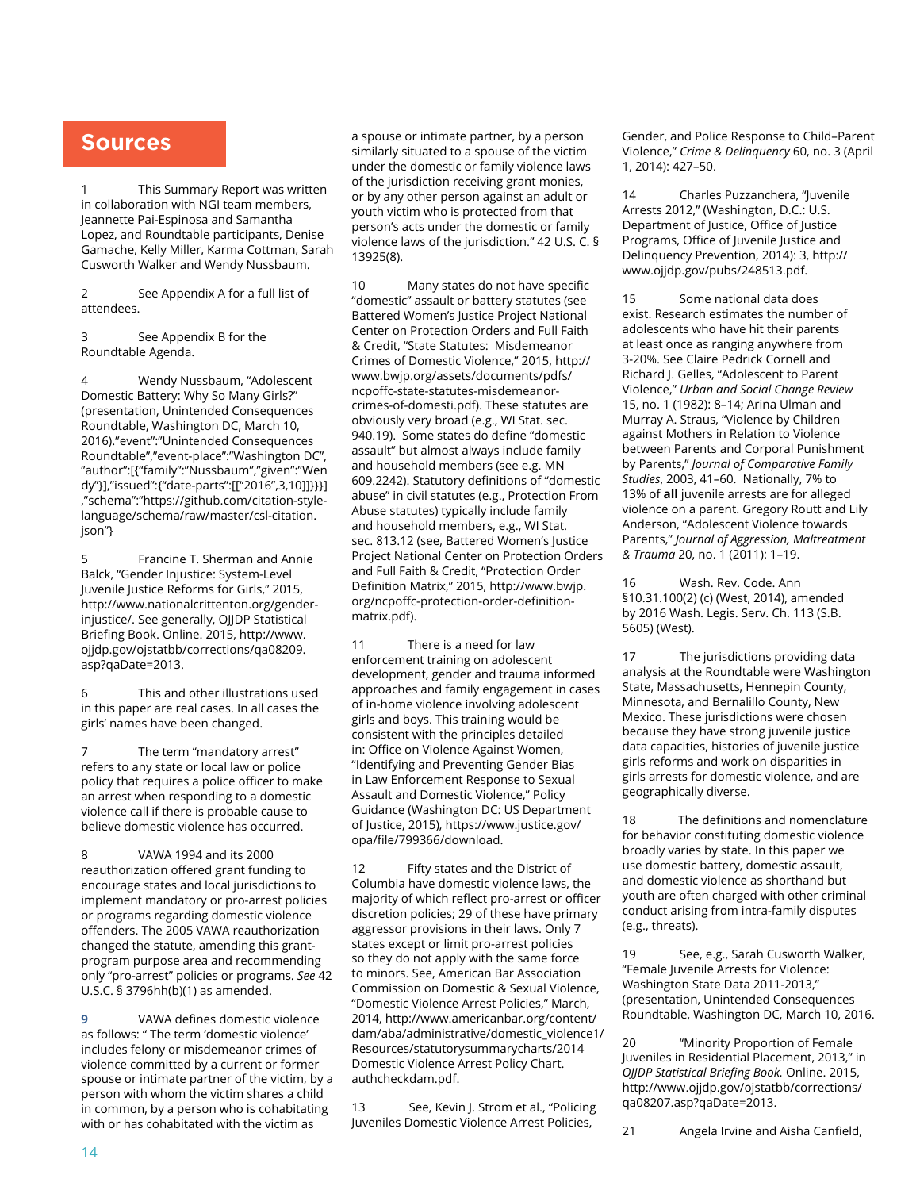# Sources

1 This Summary Report was written in collaboration with NGI team members, Jeannette Pai-Espinosa and Samantha Lopez, and Roundtable participants, Denise Gamache, Kelly Miller, Karma Cottman, Sarah Cusworth Walker and Wendy Nussbaum.

2 See Appendix A for a full list of attendees.

3 See Appendix B for the Roundtable Agenda.

4 Wendy Nussbaum, "Adolescent Domestic Battery: Why So Many Girls?" (presentation, Unintended Consequences Roundtable, Washington DC, March 10, 2016)."event":"Unintended Consequences Roundtable","event-place":"Washington DC","author":[{"family":"Nussbaum","given":"Wendy"}],"issued":{"date-parts":[["2016",3,10]]}}}],"schema":"https://github.com/citation-style-language/schema/raw/master/csl-citation.json"}

5 Francine T. Sherman and Annie Balck, "Gender Injustice: System-Level Juvenile Justice Reforms for Girls," 2015, http://www.nationalcrittenton.org/gender-injustice/. See generally, OJJDP Statistical Briefing Book. Online. 2015, http://www.ojjdp.gov/ojstatbb/corrections/qa08209.asp?qaDate=2013.

6 This and other illustrations used in this paper are real cases. In all cases the girls' names have been changed.

7 The term "mandatory arrest" refers to any state or local law or police policy that requires a police officer to make an arrest when responding to a domestic violence call if there is probable cause to believe domestic violence has occurred.

8 VAWA 1994 and its 2000 reauthorization offered grant funding to encourage states and local jurisdictions to implement mandatory or pro-arrest policies or programs regarding domestic violence offenders. The 2005 VAWA reauthorization changed the statute, amending this grant-program purpose area and recommending only "pro-arrest" policies or programs. *See* 42 U.S.C. § 3796hh(b)(1) as amended.

**9** VAWA defines domestic violence as follows: " The term 'domestic violence' includes felony or misdemeanor crimes of violence committed by a current or former spouse or intimate partner of the victim, by a person with whom the victim shares a child in common, by a person who is cohabitating with or has cohabitated with the victim as a spouse or intimate partner, by a person similarly situated to a spouse of the victim under the domestic or family violence laws of the jurisdiction receiving grant monies, or by any other person against an adult or youth victim who is protected from that person's acts under the domestic or family violence laws of the jurisdiction." 42 U.S. C. § 13925(8).

10 Many states do not have specific "domestic" assault or battery statutes (see Battered Women's Justice Project National Center on Protection Orders and Full Faith & Credit, "State Statutes: Misdemeanor Crimes of Domestic Violence," 2015, http://www.bwjp.org/assets/documents/pdfs/ncpoffc-state-statutes-misdemeanor-crimes-of-domesti.pdf). These statutes are obviously very broad (e.g., WI Stat. sec. 940.19). Some states do define "domestic assault" but almost always include family and household members (see e.g. MN 609.2242). Statutory definitions of "domestic abuse" in civil statutes (e.g., Protection From Abuse statutes) typically include family and household members, e.g., WI Stat. sec. 813.12 (see, Battered Women's Justice Project National Center on Protection Orders and Full Faith & Credit, "Protection Order Definition Matrix," 2015, http://www.bwjp.org/ncpoffc-protection-order-definition-matrix.pdf).

11 There is a need for law enforcement training on adolescent development, gender and trauma informed approaches and family engagement in cases of in-home violence involving adolescent girls and boys. This training would be consistent with the principles detailed in: Office on Violence Against Women, "Identifying and Preventing Gender Bias in Law Enforcement Response to Sexual Assault and Domestic Violence," Policy Guidance (Washington DC: US Department of Justice, 2015), https://www.justice.gov/opa/file/799366/download.

12 Fifty states and the District of Columbia have domestic violence laws, the majority of which reflect pro-arrest or officer discretion policies; 29 of these have primary aggressor provisions in their laws. Only 7 states except or limit pro-arrest policies so they do not apply with the same force to minors. See, American Bar Association Commission on Domestic & Sexual Violence, "Domestic Violence Arrest Policies," March, 2014, http://www.americanbar.org/content/dam/aba/administrative/domestic_violence1/Resources/statutorysummarycharts/2014 Domestic Violence Arrest Policy Chart.authcheckdam.pdf.

13 See, Kevin J. Strom et al., "Policing Juveniles Domestic Violence Arrest Policies, Gender, and Police Response to Child–Parent Violence," *Crime & Delinquency* 60, no. 3 (April 1, 2014): 427–50.

14 Charles Puzzanchera, "Juvenile Arrests 2012," (Washington, D.C.: U.S. Department of Justice, Office of Justice Programs, Office of Juvenile Justice and Delinquency Prevention, 2014): 3, http://www.ojjdp.gov/pubs/248513.pdf.

15 Some national data does exist. Research estimates the number of adolescents who have hit their parents at least once as ranging anywhere from 3-20%. See Claire Pedrick Cornell and Richard J. Gelles, "Adolescent to Parent Violence," *Urban and Social Change Review* 15, no. 1 (1982): 8–14; Arina Ulman and Murray A. Straus, "Violence by Children against Mothers in Relation to Violence between Parents and Corporal Punishment by Parents," *Journal of Comparative Family Studies*, 2003, 41–60. Nationally, 7% to 13% of **all** juvenile arrests are for alleged violence on a parent. Gregory Routt and Lily Anderson, "Adolescent Violence towards Parents," *Journal of Aggression, Maltreatment & Trauma* 20, no. 1 (2011): 1–19.

16 Wash. Rev. Code. Ann §10.31.100(2) (c) (West, 2014), amended by 2016 Wash. Legis. Serv. Ch. 113 (S.B. 5605) (West).

17 The jurisdictions providing data analysis at the Roundtable were Washington State, Massachusetts, Hennepin County, Minnesota, and Bernalillo County, New Mexico. These jurisdictions were chosen because they have strong juvenile justice data capacities, histories of juvenile justice girls reforms and work on disparities in girls arrests for domestic violence, and are geographically diverse.

18 The definitions and nomenclature for behavior constituting domestic violence broadly varies by state. In this paper we use domestic battery, domestic assault, and domestic violence as shorthand but youth are often charged with other criminal conduct arising from intra-family disputes (e.g., threats).

19 See, e.g., Sarah Cusworth Walker, "Female Juvenile Arrests for Violence: Washington State Data 2011-2013," (presentation, Unintended Consequences Roundtable, Washington DC, March 10, 2016.

20 "Minority Proportion of Female Juveniles in Residential Placement, 2013," in *OJJDP Statistical Briefing Book.* Online. 2015, http://www.ojjdp.gov/ojstatbb/corrections/qa08207.asp?qaDate=2013.

21 Angela Irvine and Aisha Canfield,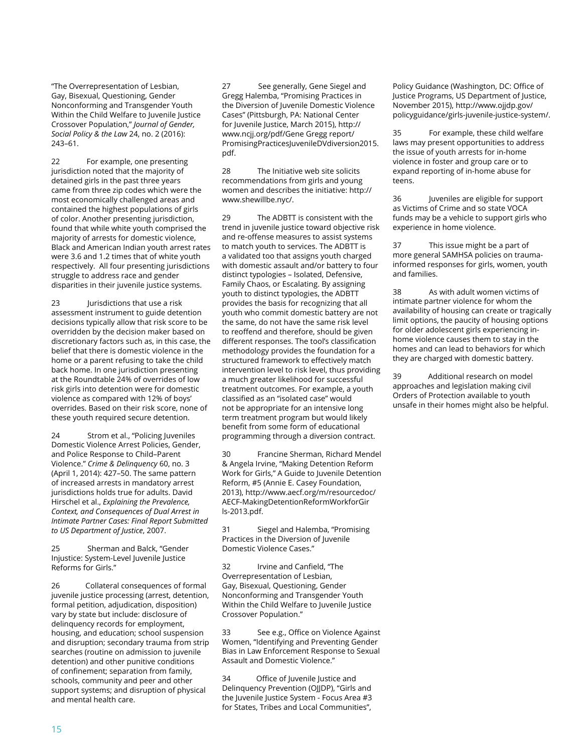"The Overrepresentation of Lesbian, Gay, Bisexual, Questioning, Gender Nonconforming and Transgender Youth Within the Child Welfare to Juvenile Justice Crossover Population," *Journal of Gender, Social Policy & the Law* 24, no. 2 (2016): 243–61.

22 For example, one presenting jurisdiction noted that the majority of detained girls in the past three years came from three zip codes which were the most economically challenged areas and contained the highest populations of girls of color. Another presenting jurisdiction, found that while white youth comprised the majority of arrests for domestic violence, Black and American Indian youth arrest rates were 3.6 and 1.2 times that of white youth respectively. All four presenting jurisdictions struggle to address race and gender disparities in their juvenile justice systems.

23 Jurisdictions that use a risk assessment instrument to guide detention decisions typically allow that risk score to be overridden by the decision maker based on discretionary factors such as, in this case, the belief that there is domestic violence in the home or a parent refusing to take the child back home. In one jurisdiction presenting at the Roundtable 24% of overrides of low risk girls into detention were for domestic violence as compared with 12% of boys' overrides. Based on their risk score, none of these youth required secure detention.

24 Strom et al., "Policing Juveniles Domestic Violence Arrest Policies, Gender, and Police Response to Child–Parent Violence." *Crime & Delinquency* 60, no. 3 (April 1, 2014): 427–50. The same pattern of increased arrests in mandatory arrest jurisdictions holds true for adults. David Hirschel et al., *Explaining the Prevalence, Context, and Consequences of Dual Arrest in Intimate Partner Cases: Final Report Submitted to US Department of Justice*, 2007.

25 Sherman and Balck, "Gender Injustice: System-Level Juvenile Justice Reforms for Girls."

26 Collateral consequences of formal juvenile justice processing (arrest, detention, formal petition, adjudication, disposition) vary by state but include: disclosure of delinquency records for employment, housing, and education; school suspension and disruption; secondary trauma from strip searches (routine on admission to juvenile detention) and other punitive conditions of confinement; separation from family, schools, community and peer and other support systems; and disruption of physical and mental health care.

27 See generally, Gene Siegel and Gregg Halemba, "Promising Practices in the Diversion of Juvenile Domestic Violence Cases" (Pittsburgh, PA: National Center for Juvenile Justice, March 2015), http://www.ncjj.org/pdf/Gene Gregg report/PromisingPracticesJuvenileDVdiversion2015.pdf.

28 The Initiative web site solicits recommendations from girls and young women and describes the initiative: http://www.shewillbe.nyc/.

29 The ADBTT is consistent with the trend in juvenile justice toward objective risk and re-offense measures to assist systems to match youth to services. The ADBTT is a validated too that assigns youth charged with domestic assault and/or battery to four distinct typologies – Isolated, Defensive, Family Chaos, or Escalating. By assigning youth to distinct typologies, the ADBTT provides the basis for recognizing that all youth who commit domestic battery are not the same, do not have the same risk level to reoffend and therefore, should be given different responses. The tool's classification methodology provides the foundation for a structured framework to effectively match intervention level to risk level, thus providing a much greater likelihood for successful treatment outcomes. For example, a youth classified as an "isolated case" would not be appropriate for an intensive long term treatment program but would likely benefit from some form of educational programming through a diversion contract.

30 Francine Sherman, Richard Mendel & Angela Irvine, "Making Detention Reform Work for Girls," A Guide to Juvenile Detention Reform, #5 (Annie E. Casey Foundation, 2013), http://www.aecf.org/m/resourcedoc/AECF-MakingDetentionReformWorkforGirls-2013.pdf.

31 Siegel and Halemba, "Promising Practices in the Diversion of Juvenile Domestic Violence Cases."

32 Irvine and Canfield, "The Overrepresentation of Lesbian, Gay, Bisexual, Questioning, Gender Nonconforming and Transgender Youth Within the Child Welfare to Juvenile Justice Crossover Population."

33 See e.g., Office on Violence Against Women, "Identifying and Preventing Gender Bias in Law Enforcement Response to Sexual Assault and Domestic Violence."

34 Office of Juvenile Justice and Delinquency Prevention (OJJDP), "Girls and the Juvenile Justice System - Focus Area #3 for States, Tribes and Local Communities", Policy Guidance (Washington, DC: Office of Justice Programs, US Department of Justice, November 2015), http://www.ojjdp.gov/policyguidance/girls-juvenile-justice-system/.

35 For example, these child welfare laws may present opportunities to address the issue of youth arrests for in-home violence in foster and group care or to expand reporting of in-home abuse for teens.

36 Juveniles are eligible for support as Victims of Crime and so state VOCA funds may be a vehicle to support girls who experience in home violence.

37 This issue might be a part of more general SAMHSA policies on trauma-informed responses for girls, women, youth and families.

38 As with adult women victims of intimate partner violence for whom the availability of housing can create or tragically limit options, the paucity of housing options for older adolescent girls experiencing in-home violence causes them to stay in the homes and can lead to behaviors for which they are charged with domestic battery.

39 Additional research on model approaches and legislation making civil Orders of Protection available to youth unsafe in their homes might also be helpful.